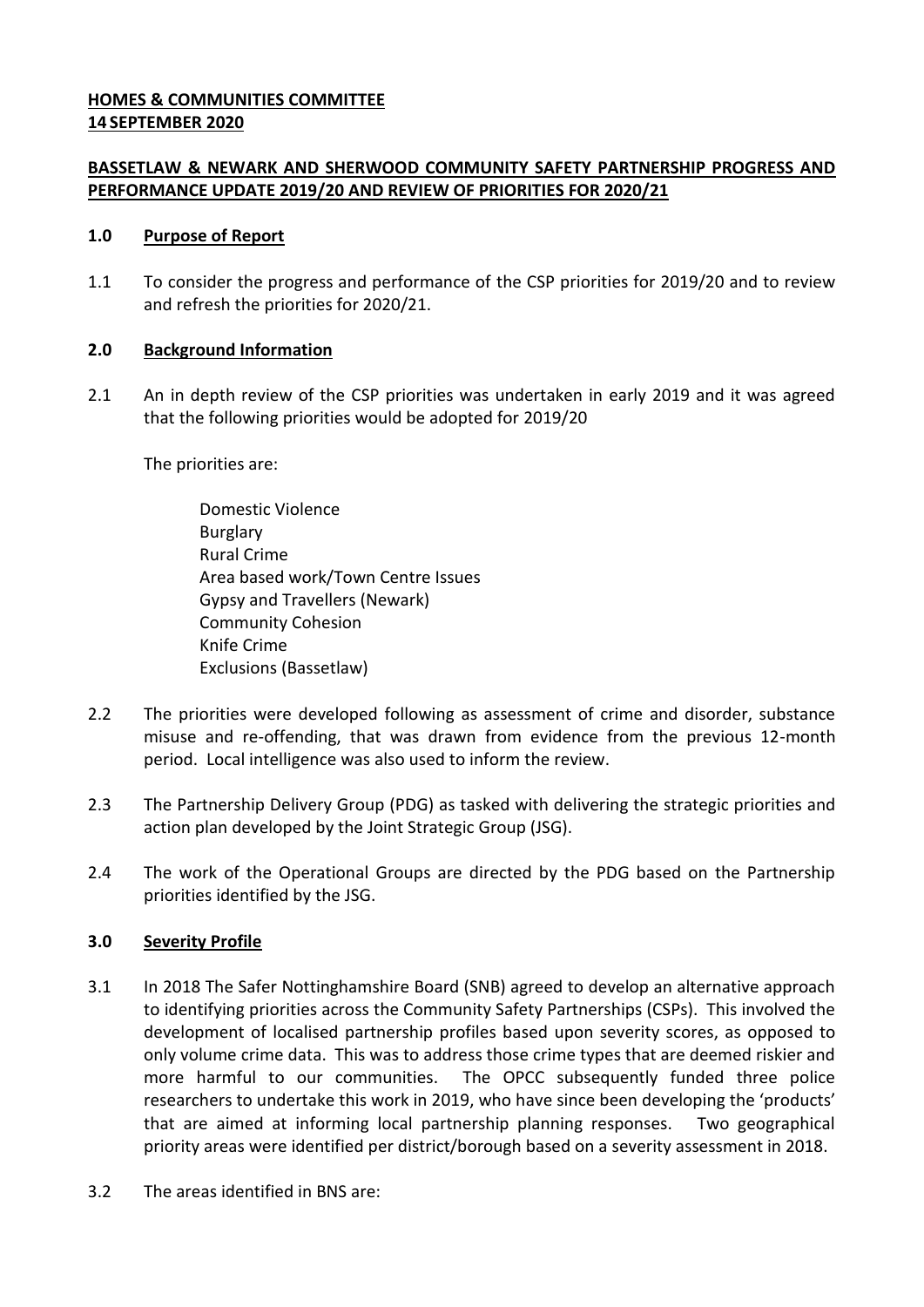**HOMES & COMMUNITIES COMMITTEE**
**14 SEPTEMBER 2020**

**BASSETLAW & NEWARK AND SHERWOOD COMMUNITY SAFETY PARTNERSHIP PROGRESS AND PERFORMANCE UPDATE 2019/20 AND REVIEW OF PRIORITIES FOR 2020/21**

## 1.0 Purpose of Report

1.1 To consider the progress and performance of the CSP priorities for 2019/20 and to review and refresh the priorities for 2020/21.

## 2.0 Background Information

2.1 An in depth review of the CSP priorities was undertaken in early 2019 and it was agreed that the following priorities would be adopted for 2019/20

The priorities are:

Domestic Violence
Burglary
Rural Crime
Area based work/Town Centre Issues
Gypsy and Travellers (Newark)
Community Cohesion
Knife Crime
Exclusions (Bassetlaw)

2.2 The priorities were developed following as assessment of crime and disorder, substance misuse and re-offending, that was drawn from evidence from the previous 12-month period. Local intelligence was also used to inform the review.

2.3 The Partnership Delivery Group (PDG) as tasked with delivering the strategic priorities and action plan developed by the Joint Strategic Group (JSG).

2.4 The work of the Operational Groups are directed by the PDG based on the Partnership priorities identified by the JSG.

## 3.0 Severity Profile

3.1 In 2018 The Safer Nottinghamshire Board (SNB) agreed to develop an alternative approach to identifying priorities across the Community Safety Partnerships (CSPs). This involved the development of localised partnership profiles based upon severity scores, as opposed to only volume crime data. This was to address those crime types that are deemed riskier and more harmful to our communities. The OPCC subsequently funded three police researchers to undertake this work in 2019, who have since been developing the 'products' that are aimed at informing local partnership planning responses. Two geographical priority areas were identified per district/borough based on a severity assessment in 2018.

3.2 The areas identified in BNS are: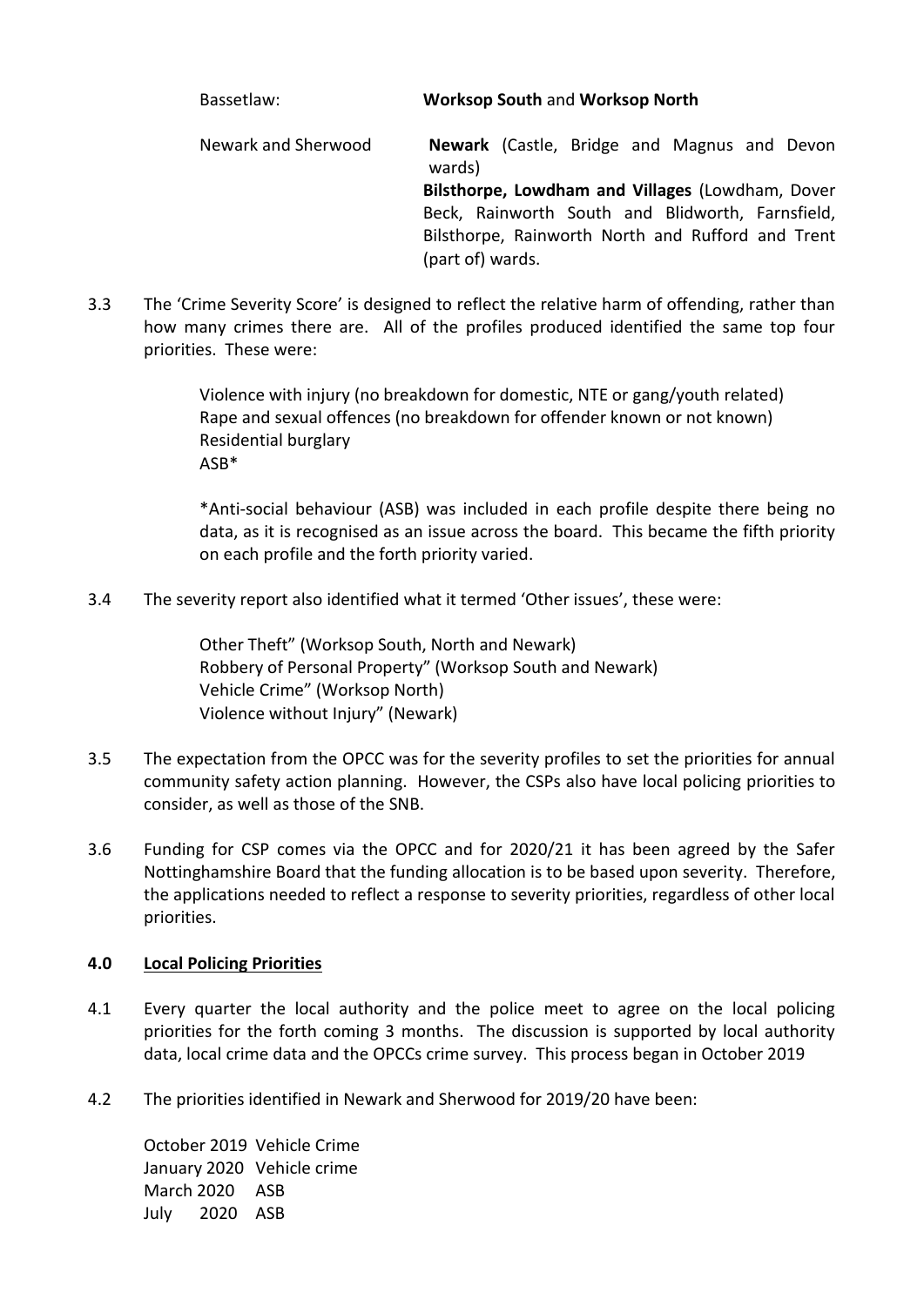| | |
|---|---|
| Bassetlaw: | **Worksop South** and **Worksop North** |
| Newark and Sherwood | **Newark** (Castle, Bridge and Magnus and Devon wards)<br>**Bilsthorpe, Lowdham and Villages** (Lowdham, Dover Beck, Rainworth South and Blidworth, Farnsfield, Bilsthorpe, Rainworth North and Rufford and Trent (part of) wards. |

3.3 The 'Crime Severity Score' is designed to reflect the relative harm of offending, rather than how many crimes there are. All of the profiles produced identified the same top four priorities. These were:

Violence with injury (no breakdown for domestic, NTE or gang/youth related)
Rape and sexual offences (no breakdown for offender known or not known)
Residential burglary
ASB*

*Anti-social behaviour (ASB) was included in each profile despite there being no data, as it is recognised as an issue across the board. This became the fifth priority on each profile and the forth priority varied.

3.4 The severity report also identified what it termed 'Other issues', these were:

Other Theft" (Worksop South, North and Newark)
Robbery of Personal Property" (Worksop South and Newark)
Vehicle Crime" (Worksop North)
Violence without Injury" (Newark)

3.5 The expectation from the OPCC was for the severity profiles to set the priorities for annual community safety action planning. However, the CSPs also have local policing priorities to consider, as well as those of the SNB.

3.6 Funding for CSP comes via the OPCC and for 2020/21 it has been agreed by the Safer Nottinghamshire Board that the funding allocation is to be based upon severity. Therefore, the applications needed to reflect a response to severity priorities, regardless of other local priorities.

## 4.0 Local Policing Priorities

4.1 Every quarter the local authority and the police meet to agree on the local policing priorities for the forth coming 3 months. The discussion is supported by local authority data, local crime data and the OPCCs crime survey. This process began in October 2019

4.2 The priorities identified in Newark and Sherwood for 2019/20 have been:

October 2019 Vehicle Crime
January 2020 Vehicle crime
March 2020 ASB
July 2020 ASB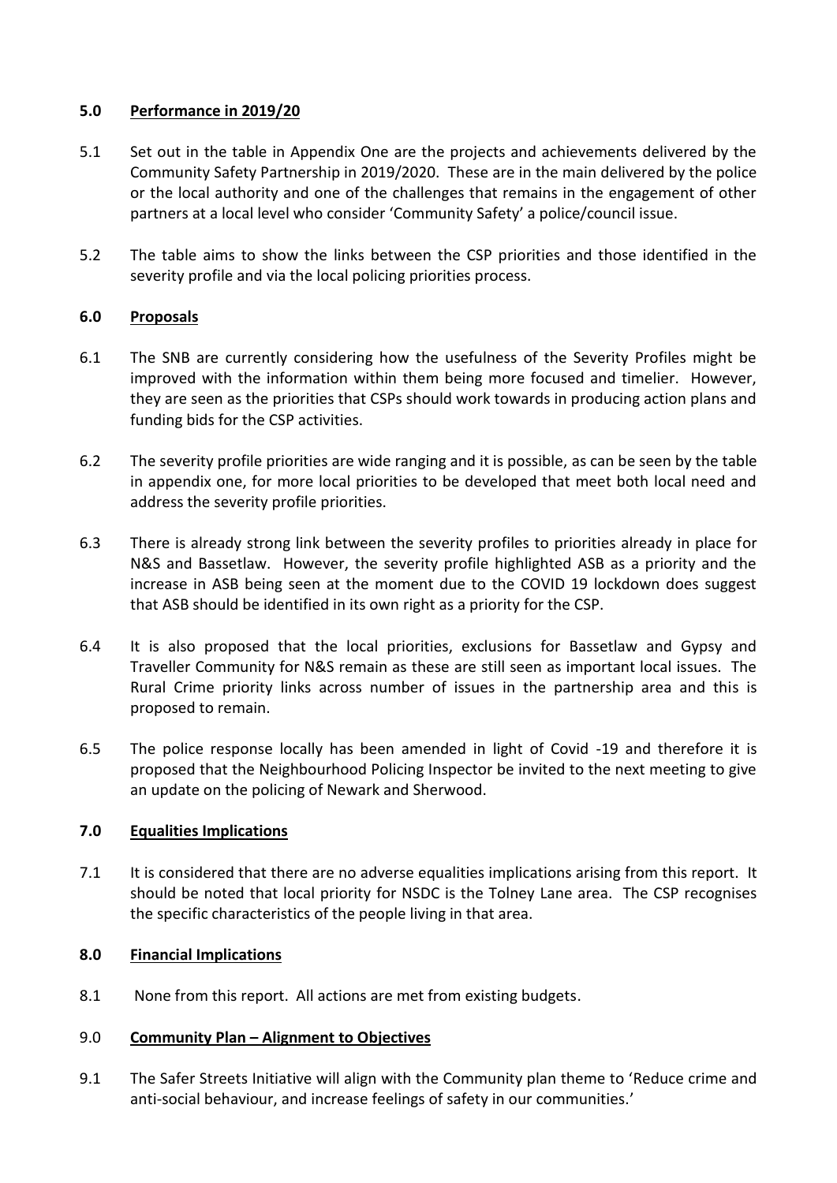## 5.0 Performance in 2019/20

5.1 Set out in the table in Appendix One are the projects and achievements delivered by the Community Safety Partnership in 2019/2020. These are in the main delivered by the police or the local authority and one of the challenges that remains in the engagement of other partners at a local level who consider 'Community Safety' a police/council issue.

5.2 The table aims to show the links between the CSP priorities and those identified in the severity profile and via the local policing priorities process.

## 6.0 Proposals

6.1 The SNB are currently considering how the usefulness of the Severity Profiles might be improved with the information within them being more focused and timelier. However, they are seen as the priorities that CSPs should work towards in producing action plans and funding bids for the CSP activities.

6.2 The severity profile priorities are wide ranging and it is possible, as can be seen by the table in appendix one, for more local priorities to be developed that meet both local need and address the severity profile priorities.

6.3 There is already strong link between the severity profiles to priorities already in place for N&S and Bassetlaw. However, the severity profile highlighted ASB as a priority and the increase in ASB being seen at the moment due to the COVID 19 lockdown does suggest that ASB should be identified in its own right as a priority for the CSP.

6.4 It is also proposed that the local priorities, exclusions for Bassetlaw and Gypsy and Traveller Community for N&S remain as these are still seen as important local issues. The Rural Crime priority links across number of issues in the partnership area and this is proposed to remain.

6.5 The police response locally has been amended in light of Covid -19 and therefore it is proposed that the Neighbourhood Policing Inspector be invited to the next meeting to give an update on the policing of Newark and Sherwood.

## 7.0 Equalities Implications

7.1 It is considered that there are no adverse equalities implications arising from this report. It should be noted that local priority for NSDC is the Tolney Lane area. The CSP recognises the specific characteristics of the people living in that area.

## 8.0 Financial Implications

8.1 None from this report. All actions are met from existing budgets.

## 9.0 Community Plan – Alignment to Objectives

9.1 The Safer Streets Initiative will align with the Community plan theme to 'Reduce crime and anti-social behaviour, and increase feelings of safety in our communities.'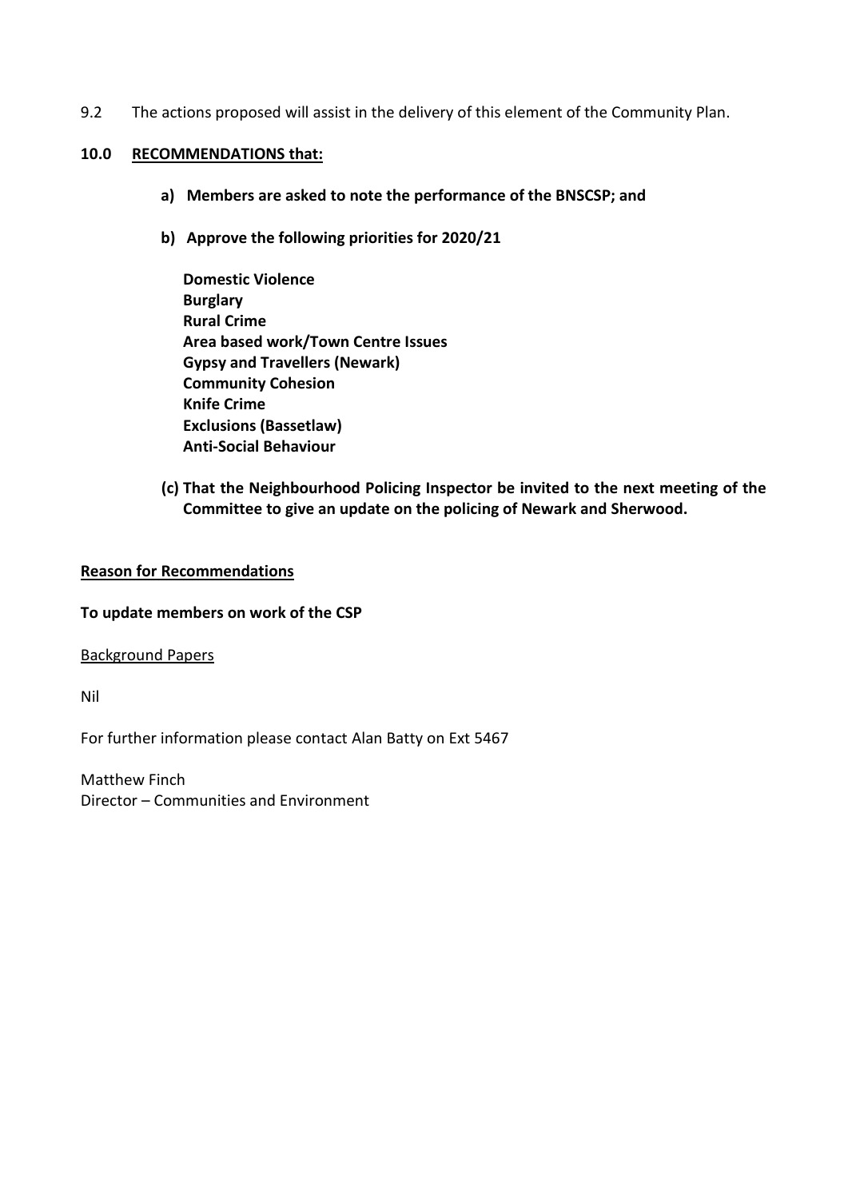9.2 The actions proposed will assist in the delivery of this element of the Community Plan.

## 10.0 RECOMMENDATIONS that:

**a) Members are asked to note the performance of the BNSCSP; and**

**b) Approve the following priorities for 2020/21**

**Domestic Violence**
**Burglary**
**Rural Crime**
**Area based work/Town Centre Issues**
**Gypsy and Travellers (Newark)**
**Community Cohesion**
**Knife Crime**
**Exclusions (Bassetlaw)**
**Anti-Social Behaviour**

**(c) That the Neighbourhood Policing Inspector be invited to the next meeting of the Committee to give an update on the policing of Newark and Sherwood.**

**Reason for Recommendations**

**To update members on work of the CSP**

Background Papers

Nil

For further information please contact Alan Batty on Ext 5467

Matthew Finch
Director – Communities and Environment